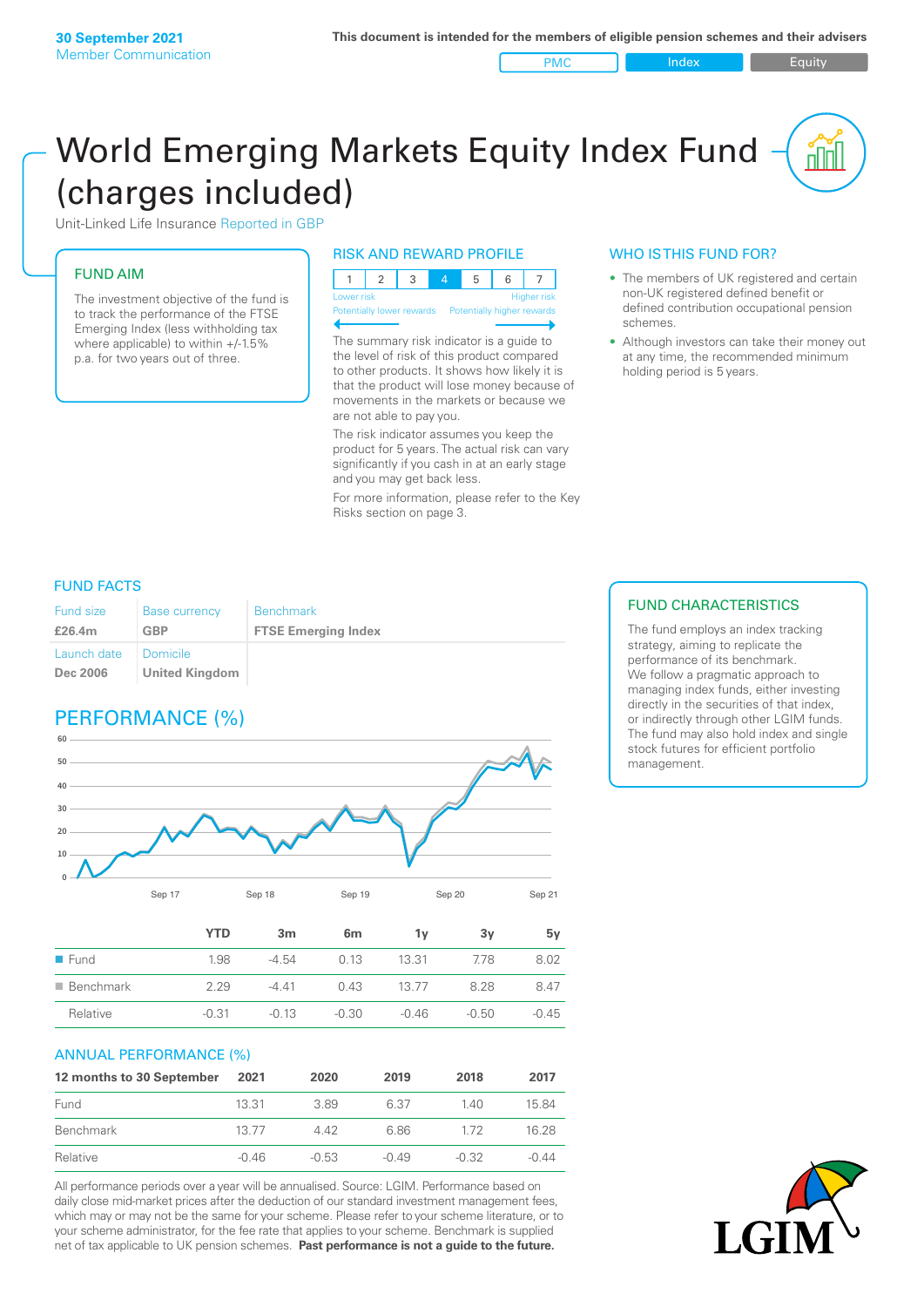**30 September 2021**
Member Communication

**This document is intended for the members of eligible pension schemes and their advisers**

PMC | Index | Equity

# World Emerging Markets Equity Index Fund (charges included)

Unit-Linked Life Insurance Reported in GBP

## FUND AIM

The investment objective of the fund is to track the performance of the FTSE Emerging Index (less withholding tax where applicable) to within +/-1.5% p.a. for two years out of three.

## RISK AND REWARD PROFILE

| 1 | 2 | 3 | **4** | 5 | 6 | 7 |
|---|---|---|---|---|---|---|

Lower risk — Higher risk
Potentially lower rewards — Potentially higher rewards

The summary risk indicator is a guide to the level of risk of this product compared to other products. It shows how likely it is that the product will lose money because of movements in the markets or because we are not able to pay you.

The risk indicator assumes you keep the product for 5 years. The actual risk can vary significantly if you cash in at an early stage and you may get back less.

For more information, please refer to the Key Risks section on page 3.

## WHO IS THIS FUND FOR?

- The members of UK registered and certain non-UK registered defined benefit or defined contribution occupational pension schemes.
- Although investors can take their money out at any time, the recommended minimum holding period is 5 years.

## FUND FACTS

| Fund size | Base currency | Benchmark |
|---|---|---|
| **£26.4m** | **GBP** | **FTSE Emerging Index** |
| Launch date | Domicile | |
| **Dec 2006** | **United Kingdom** | |

## FUND CHARACTERISTICS

The fund employs an index tracking strategy, aiming to replicate the performance of its benchmark.
We follow a pragmatic approach to managing index funds, either investing directly in the securities of that index, or indirectly through other LGIM funds. The fund may also hold index and single stock futures for efficient portfolio management.

## PERFORMANCE (%)

| | YTD | 3m | 6m | 1y | 3y | 5y |
|---|---|---|---|---|---|---|
| Fund | 1.98 | -4.54 | 0.13 | 13.31 | 7.78 | 8.02 |
| Benchmark | 2.29 | -4.41 | 0.43 | 13.77 | 8.28 | 8.47 |
| Relative | -0.31 | -0.13 | -0.30 | -0.46 | -0.50 | -0.45 |

### ANNUAL PERFORMANCE (%)

| 12 months to 30 September | 2021 | 2020 | 2019 | 2018 | 2017 |
|---|---|---|---|---|---|
| Fund | 13.31 | 3.89 | 6.37 | 1.40 | 15.84 |
| Benchmark | 13.77 | 4.42 | 6.86 | 1.72 | 16.28 |
| Relative | -0.46 | -0.53 | -0.49 | -0.32 | -0.44 |

All performance periods over a year will be annualised. Source: LGIM. Performance based on daily close mid-market prices after the deduction of our standard investment management fees, which may or may not be the same for your scheme. Please refer to your scheme literature, or to your scheme administrator, for the fee rate that applies to your scheme. Benchmark is supplied net of tax applicable to UK pension schemes. **Past performance is not a guide to the future.**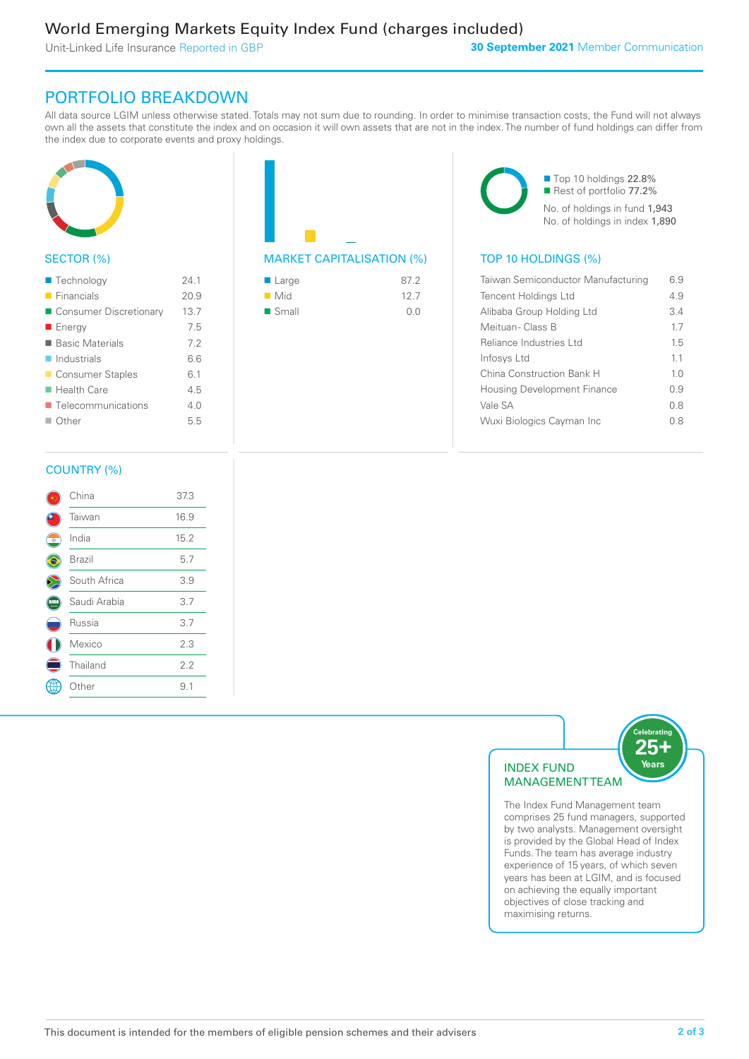# World Emerging Markets Equity Index Fund (charges included)

Unit-Linked Life Insurance Reported in GBP

**30 September 2021** Member Communication

## PORTFOLIO BREAKDOWN

All data source LGIM unless otherwise stated. Totals may not sum due to rounding. In order to minimise transaction costs, the Fund will not always own all the assets that constitute the index and on occasion it will own assets that are not in the index. The number of fund holdings can differ from the index due to corporate events and proxy holdings.

### SECTOR (%)

| Sector | % |
|---|---|
| Technology | 24.1 |
| Financials | 20.9 |
| Consumer Discretionary | 13.7 |
| Energy | 7.5 |
| Basic Materials | 7.2 |
| Industrials | 6.6 |
| Consumer Staples | 6.1 |
| Health Care | 4.5 |
| Telecommunications | 4.0 |
| Other | 5.5 |

### MARKET CAPITALISATION (%)

| Market Capitalisation | % |
|---|---|
| Large | 87.2 |
| Mid | 12.7 |
| Small | 0.0 |

- Top 10 holdings 22.8%
- Rest of portfolio 77.2%

No. of holdings in fund 1,943
No. of holdings in index 1,890

### TOP 10 HOLDINGS (%)

| Holding | % |
|---|---|
| Taiwan Semiconductor Manufacturing | 6.9 |
| Tencent Holdings Ltd | 4.9 |
| Alibaba Group Holding Ltd | 3.4 |
| Meituan- Class B | 1.7 |
| Reliance Industries Ltd | 1.5 |
| Infosys Ltd | 1.1 |
| China Construction Bank H | 1.0 |
| Housing Development Finance | 0.9 |
| Vale SA | 0.8 |
| Wuxi Biologics Cayman Inc | 0.8 |

### COUNTRY (%)

| Country | % |
|---|---|
| China | 37.3 |
| Taiwan | 16.9 |
| India | 15.2 |
| Brazil | 5.7 |
| South Africa | 3.9 |
| Saudi Arabia | 3.7 |
| Russia | 3.7 |
| Mexico | 2.3 |
| Thailand | 2.2 |
| Other | 9.1 |

### INDEX FUND MANAGEMENT TEAM

Celebrating 25+ Years

The Index Fund Management team comprises 25 fund managers, supported by two analysts. Management oversight is provided by the Global Head of Index Funds. The team has average industry experience of 15 years, of which seven years has been at LGIM, and is focused on achieving the equally important objectives of close tracking and maximising returns.

This document is intended for the members of eligible pension schemes and their advisers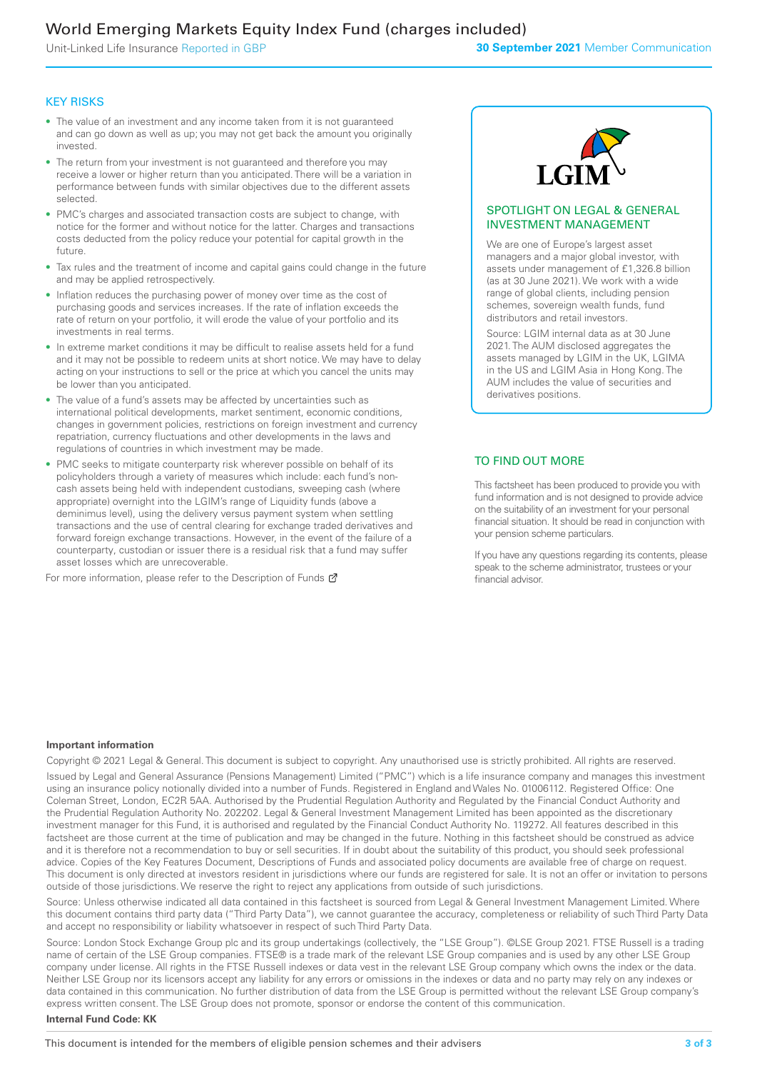# World Emerging Markets Equity Index Fund (charges included)

Unit-Linked Life Insurance Reported in GBP

**30 September 2021** Member Communication

## KEY RISKS

- The value of an investment and any income taken from it is not guaranteed and can go down as well as up; you may not get back the amount you originally invested.
- The return from your investment is not guaranteed and therefore you may receive a lower or higher return than you anticipated. There will be a variation in performance between funds with similar objectives due to the different assets selected.
- PMC's charges and associated transaction costs are subject to change, with notice for the former and without notice for the latter. Charges and transactions costs deducted from the policy reduce your potential for capital growth in the future.
- Tax rules and the treatment of income and capital gains could change in the future and may be applied retrospectively.
- Inflation reduces the purchasing power of money over time as the cost of purchasing goods and services increases. If the rate of inflation exceeds the rate of return on your portfolio, it will erode the value of your portfolio and its investments in real terms.
- In extreme market conditions it may be difficult to realise assets held for a fund and it may not be possible to redeem units at short notice. We may have to delay acting on your instructions to sell or the price at which you cancel the units may be lower than you anticipated.
- The value of a fund's assets may be affected by uncertainties such as international political developments, market sentiment, economic conditions, changes in government policies, restrictions on foreign investment and currency repatriation, currency fluctuations and other developments in the laws and regulations of countries in which investment may be made.
- PMC seeks to mitigate counterparty risk wherever possible on behalf of its policyholders through a variety of measures which include: each fund's non-cash assets being held with independent custodians, sweeping cash (where appropriate) overnight into the LGIM's range of Liquidity funds (above a deminimus level), using the delivery versus payment system when settling transactions and the use of central clearing for exchange traded derivatives and forward foreign exchange transactions. However, in the event of the failure of a counterparty, custodian or issuer there is a residual risk that a fund may suffer asset losses which are unrecoverable.

For more information, please refer to the Description of Funds

## SPOTLIGHT ON LEGAL & GENERAL INVESTMENT MANAGEMENT

We are one of Europe's largest asset managers and a major global investor, with assets under management of £1,326.8 billion (as at 30 June 2021). We work with a wide range of global clients, including pension schemes, sovereign wealth funds, fund distributors and retail investors.

Source: LGIM internal data as at 30 June 2021. The AUM disclosed aggregates the assets managed by LGIM in the UK, LGIMA in the US and LGIM Asia in Hong Kong. The AUM includes the value of securities and derivatives positions.

## TO FIND OUT MORE

This factsheet has been produced to provide you with fund information and is not designed to provide advice on the suitability of an investment for your personal financial situation. It should be read in conjunction with your pension scheme particulars.

If you have any questions regarding its contents, please speak to the scheme administrator, trustees or your financial advisor.

**Important information**

Copyright © 2021 Legal & General. This document is subject to copyright. Any unauthorised use is strictly prohibited. All rights are reserved.

Issued by Legal and General Assurance (Pensions Management) Limited ("PMC") which is a life insurance company and manages this investment using an insurance policy notionally divided into a number of Funds. Registered in England and Wales No. 01006112. Registered Office: One Coleman Street, London, EC2R 5AA. Authorised by the Prudential Regulation Authority and Regulated by the Financial Conduct Authority and the Prudential Regulation Authority No. 202202. Legal & General Investment Management Limited has been appointed as the discretionary investment manager for this Fund, it is authorised and regulated by the Financial Conduct Authority No. 119272. All features described in this factsheet are those current at the time of publication and may be changed in the future. Nothing in this factsheet should be construed as advice and it is therefore not a recommendation to buy or sell securities. If in doubt about the suitability of this product, you should seek professional advice. Copies of the Key Features Document, Descriptions of Funds and associated policy documents are available free of charge on request. This document is only directed at investors resident in jurisdictions where our funds are registered for sale. It is not an offer or invitation to persons outside of those jurisdictions. We reserve the right to reject any applications from outside of such jurisdictions.

Source: Unless otherwise indicated all data contained in this factsheet is sourced from Legal & General Investment Management Limited. Where this document contains third party data ("Third Party Data"), we cannot guarantee the accuracy, completeness or reliability of such Third Party Data and accept no responsibility or liability whatsoever in respect of such Third Party Data.

Source: London Stock Exchange Group plc and its group undertakings (collectively, the "LSE Group"). ©LSE Group 2021. FTSE Russell is a trading name of certain of the LSE Group companies. FTSE® is a trade mark of the relevant LSE Group companies and is used by any other LSE Group company under license. All rights in the FTSE Russell indexes or data vest in the relevant LSE Group company which owns the index or the data. Neither LSE Group nor its licensors accept any liability for any errors or omissions in the indexes or data and no party may rely on any indexes or data contained in this communication. No further distribution of data from the LSE Group is permitted without the relevant LSE Group company's express written consent. The LSE Group does not promote, sponsor or endorse the content of this communication.

**Internal Fund Code: KK**

This document is intended for the members of eligible pension schemes and their advisers